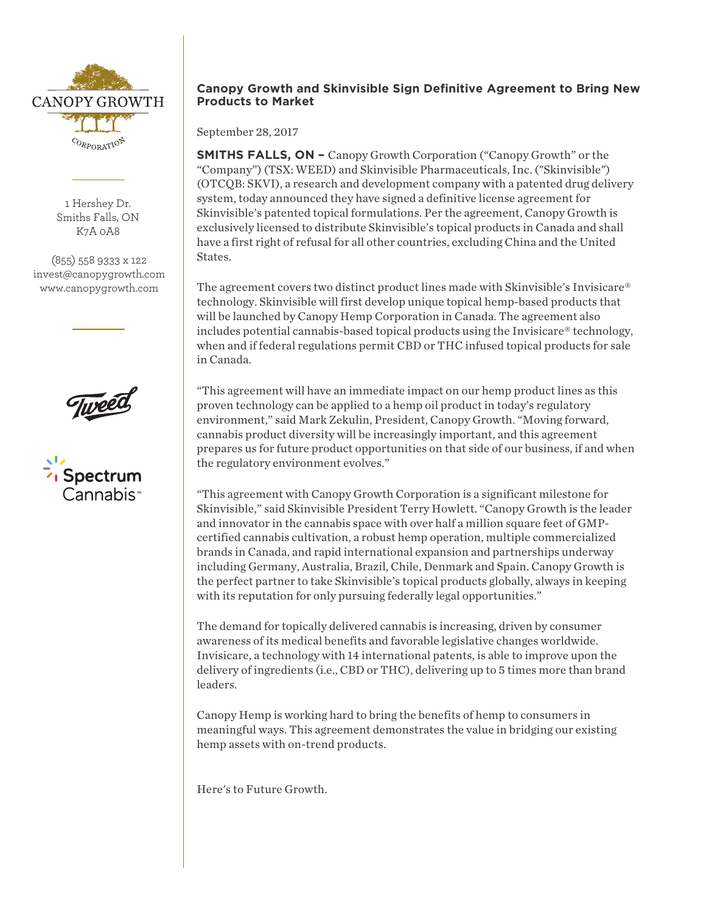CANOPY GROWTH CORPORATION

1 Hershey Dr.
Smiths Falls, ON
K7A 0A8

(855) 558 9333 x 122
invest@canopygrowth.com
www.canopygrowth.com

## Canopy Growth and Skinvisible Sign Definitive Agreement to Bring New Products to Market

September 28, 2017

**SMITHS FALLS, ON –** Canopy Growth Corporation ("Canopy Growth" or the "Company") (TSX: WEED) and Skinvisible Pharmaceuticals, Inc. ("Skinvisible") (OTCQB: SKVI), a research and development company with a patented drug delivery system, today announced they have signed a definitive license agreement for Skinvisible's patented topical formulations. Per the agreement, Canopy Growth is exclusively licensed to distribute Skinvisible's topical products in Canada and shall have a first right of refusal for all other countries, excluding China and the United States.

The agreement covers two distinct product lines made with Skinvisible's Invisicare® technology. Skinvisible will first develop unique topical hemp-based products that will be launched by Canopy Hemp Corporation in Canada. The agreement also includes potential cannabis-based topical products using the Invisicare® technology, when and if federal regulations permit CBD or THC infused topical products for sale in Canada.

"This agreement will have an immediate impact on our hemp product lines as this proven technology can be applied to a hemp oil product in today's regulatory environment," said Mark Zekulin, President, Canopy Growth. "Moving forward, cannabis product diversity will be increasingly important, and this agreement prepares us for future product opportunities on that side of our business, if and when the regulatory environment evolves."

"This agreement with Canopy Growth Corporation is a significant milestone for Skinvisible," said Skinvisible President Terry Howlett. "Canopy Growth is the leader and innovator in the cannabis space with over half a million square feet of GMP-certified cannabis cultivation, a robust hemp operation, multiple commercialized brands in Canada, and rapid international expansion and partnerships underway including Germany, Australia, Brazil, Chile, Denmark and Spain. Canopy Growth is the perfect partner to take Skinvisible's topical products globally, always in keeping with its reputation for only pursuing federally legal opportunities."

The demand for topically delivered cannabis is increasing, driven by consumer awareness of its medical benefits and favorable legislative changes worldwide. Invisicare, a technology with 14 international patents, is able to improve upon the delivery of ingredients (i.e., CBD or THC), delivering up to 5 times more than brand leaders.

Canopy Hemp is working hard to bring the benefits of hemp to consumers in meaningful ways. This agreement demonstrates the value in bridging our existing hemp assets with on-trend products.

Here's to Future Growth.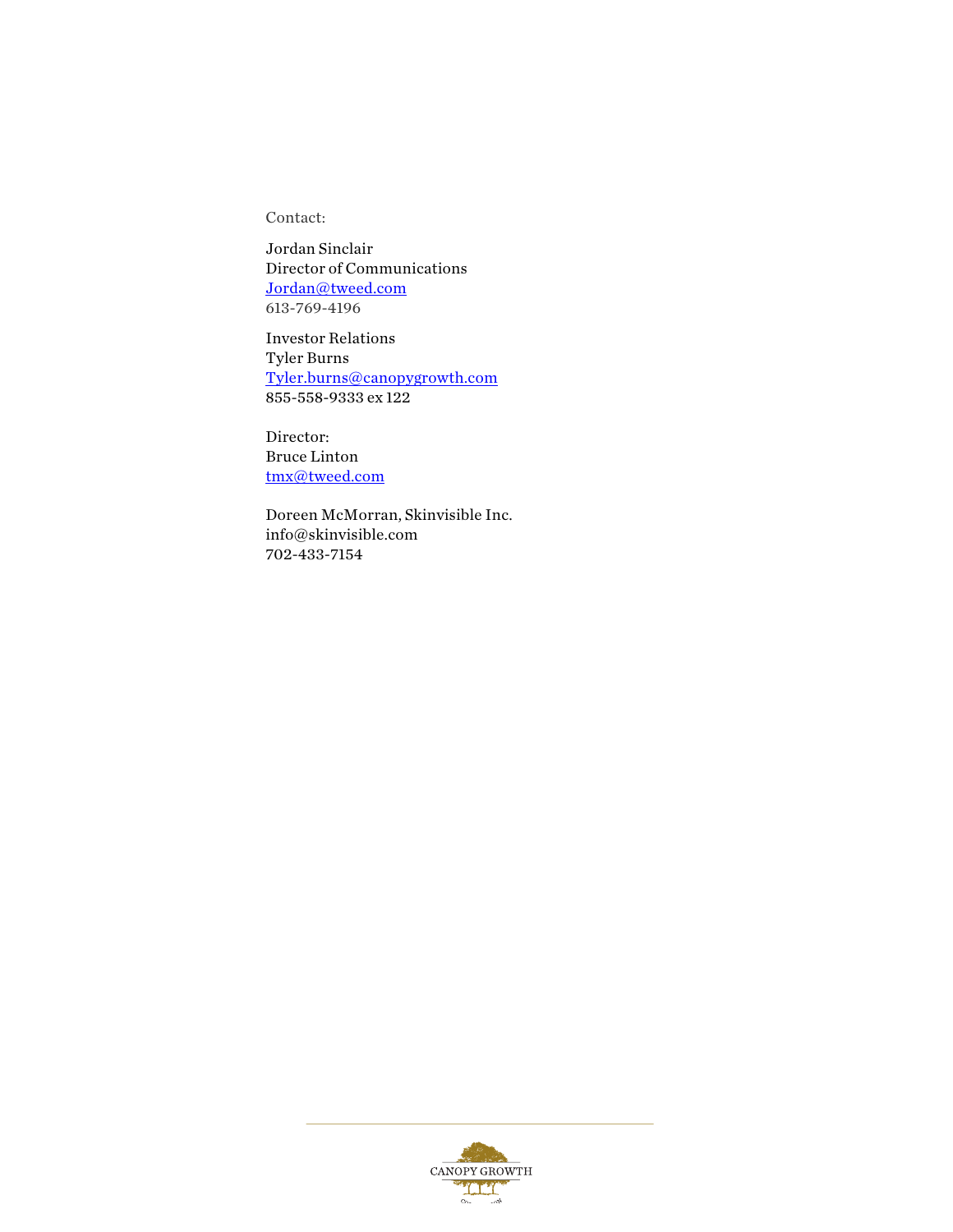Contact:

Jordan Sinclair
Director of Communications
Jordan@tweed.com
613-769-4196

Investor Relations
Tyler Burns
Tyler.burns@canopygrowth.com
855-558-9333 ex 122

Director:
Bruce Linton
tmx@tweed.com

Doreen McMorran, Skinvisible Inc.
info@skinvisible.com
702-433-7154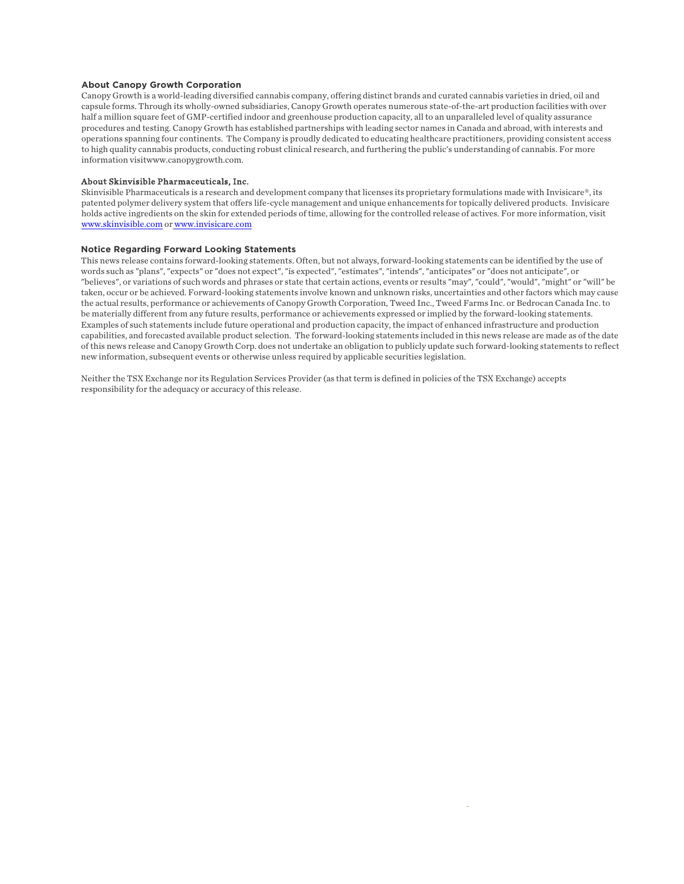**About Canopy Growth Corporation**

Canopy Growth is a world-leading diversified cannabis company, offering distinct brands and curated cannabis varieties in dried, oil and capsule forms. Through its wholly-owned subsidiaries, Canopy Growth operates numerous state-of-the-art production facilities with over half a million square feet of GMP-certified indoor and greenhouse production capacity, all to an unparalleled level of quality assurance procedures and testing. Canopy Growth has established partnerships with leading sector names in Canada and abroad, with interests and operations spanning four continents. The Company is proudly dedicated to educating healthcare practitioners, providing consistent access to high quality cannabis products, conducting robust clinical research, and furthering the public's understanding of cannabis. For more information visitwww.canopygrowth.com.

**About Skinvisible Pharmaceuticals, Inc.**

Skinvisible Pharmaceuticals is a research and development company that licenses its proprietary formulations made with Invisicare®, its patented polymer delivery system that offers life-cycle management and unique enhancements for topically delivered products. Invisicare holds active ingredients on the skin for extended periods of time, allowing for the controlled release of actives. For more information, visit www.skinvisible.com or www.invisicare.com

**Notice Regarding Forward Looking Statements**

This news release contains forward-looking statements. Often, but not always, forward-looking statements can be identified by the use of words such as "plans", "expects" or "does not expect", "is expected", "estimates", "intends", "anticipates" or "does not anticipate", or "believes", or variations of such words and phrases or state that certain actions, events or results "may", "could", "would", "might" or "will" be taken, occur or be achieved. Forward-looking statements involve known and unknown risks, uncertainties and other factors which may cause the actual results, performance or achievements of Canopy Growth Corporation, Tweed Inc., Tweed Farms Inc. or Bedrocan Canada Inc. to be materially different from any future results, performance or achievements expressed or implied by the forward-looking statements. Examples of such statements include future operational and production capacity, the impact of enhanced infrastructure and production capabilities, and forecasted available product selection. The forward-looking statements included in this news release are made as of the date of this news release and Canopy Growth Corp. does not undertake an obligation to publicly update such forward-looking statements to reflect new information, subsequent events or otherwise unless required by applicable securities legislation.

Neither the TSX Exchange nor its Regulation Services Provider (as that term is defined in policies of the TSX Exchange) accepts responsibility for the adequacy or accuracy of this release.